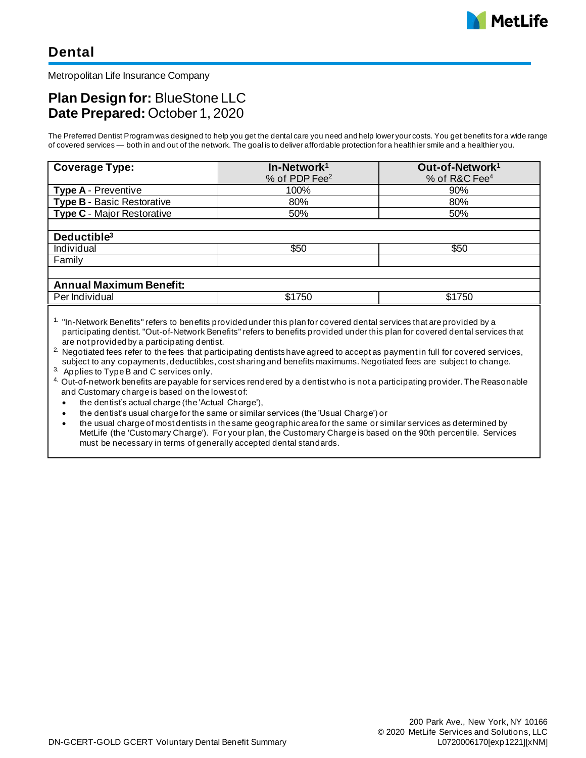# Dental

Metropolitan Life Insurance Company

## **Plan Design for:** BlueStone LLC
## **Date Prepared:** October 1, 2020

The Preferred Dentist Program was designed to help you get the dental care you need and help lower your costs. You get benefits for a wide range of covered services — both in and out of the network. The goal is to deliver affordable protection for a healthier smile and a healthier you.

| **Coverage Type:** | **In-Network**[1] % of PDP Fee[2] | **Out-of-Network**[1] % of R&C Fee[4] |
|---|---|---|
| **Type A** - Preventive | 100% | 90% |
| **Type B** - Basic Restorative | 80% | 80% |
| **Type C** - Major Restorative | 50% | 50% |
| | | |
| **Deductible**[3] | | |
| Individual | $50 | $50 |
| Family | | |
| | | |
| **Annual Maximum Benefit:** | | |
| Per Individual | $1750 | $1750 |

[1] "In-Network Benefits" refers to benefits provided under this plan for covered dental services that are provided by a participating dentist. "Out-of-Network Benefits" refers to benefits provided under this plan for covered dental services that are not provided by a participating dentist.

[2] Negotiated fees refer to the fees that participating dentists have agreed to accept as payment in full for covered services, subject to any copayments, deductibles, cost sharing and benefits maximums. Negotiated fees are subject to change.

[3] Applies to Type B and C services only.

[4] Out-of-network benefits are payable for services rendered by a dentist who is not a participating provider. The Reasonable and Customary charge is based on the lowest of:

- the dentist's actual charge (the 'Actual Charge'),
- the dentist's usual charge for the same or similar services (the 'Usual Charge') or
- the usual charge of most dentists in the same geographic area for the same or similar services as determined by MetLife (the 'Customary Charge'). For your plan, the Customary Charge is based on the 90th percentile. Services must be necessary in terms of generally accepted dental standards.

DN-GCERT-GOLD GCERT Voluntary Dental Benefit Summary

200 Park Ave., New York, NY 10166
© 2020 MetLife Services and Solutions, LLC
L0720006170[exp1221][xNM]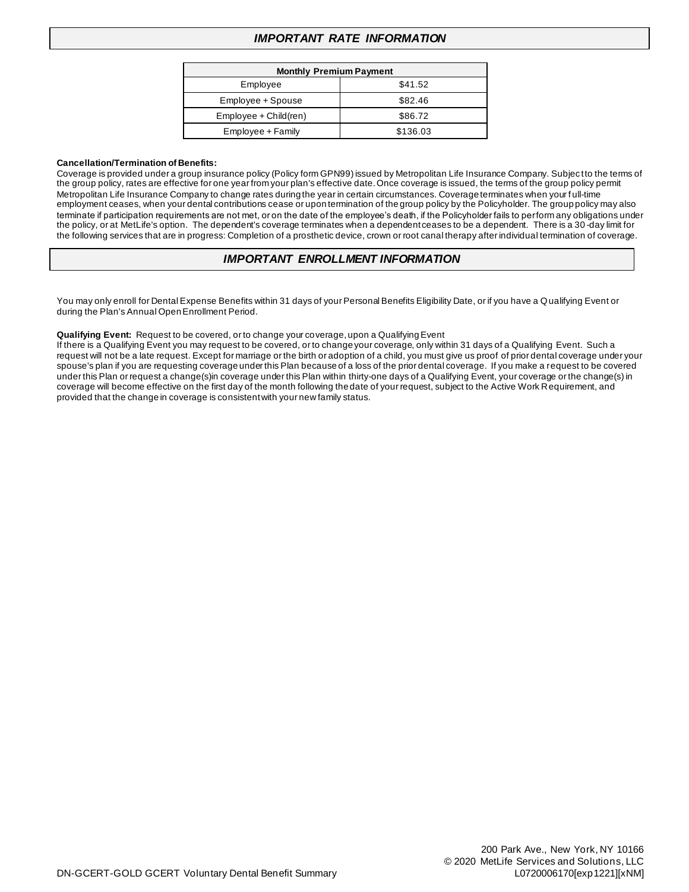## *IMPORTANT RATE INFORMATION*

| Monthly Premium Payment | |
|---|---|
| Employee | $41.52 |
| Employee + Spouse | $82.46 |
| Employee + Child(ren) | $86.72 |
| Employee + Family | $136.03 |

**Cancellation/Termination of Benefits:**
Coverage is provided under a group insurance policy (Policy form GPN99) issued by Metropolitan Life Insurance Company. Subject to the terms of the group policy, rates are effective for one year from your plan's effective date. Once coverage is issued, the terms of the group policy permit Metropolitan Life Insurance Company to change rates during the year in certain circumstances. Coverage terminates when your full-time employment ceases, when your dental contributions cease or upon termination of the group policy by the Policyholder. The group policy may also terminate if participation requirements are not met, or on the date of the employee's death, if the Policyholder fails to perform any obligations under the policy, or at MetLife's option. The dependent's coverage terminates when a dependent ceases to be a dependent. There is a 30-day limit for the following services that are in progress: Completion of a prosthetic device, crown or root canal therapy after individual termination of coverage.

## *IMPORTANT ENROLLMENT INFORMATION*

You may only enroll for Dental Expense Benefits within 31 days of your Personal Benefits Eligibility Date, or if you have a Qualifying Event or during the Plan's Annual Open Enrollment Period.

**Qualifying Event:** Request to be covered, or to change your coverage, upon a Qualifying Event
If there is a Qualifying Event you may request to be covered, or to change your coverage, only within 31 days of a Qualifying Event. Such a request will not be a late request. Except for marriage or the birth or adoption of a child, you must give us proof of prior dental coverage under your spouse's plan if you are requesting coverage under this Plan because of a loss of the prior dental coverage. If you make a request to be covered under this Plan or request a change(s)in coverage under this Plan within thirty-one days of a Qualifying Event, your coverage or the change(s) in coverage will become effective on the first day of the month following the date of your request, subject to the Active Work Requirement, and provided that the change in coverage is consistent with your new family status.

200 Park Ave., New York, NY 10166
© 2020 MetLife Services and Solutions, LLC
DN-GCERT-GOLD GCERT Voluntary Dental Benefit Summary
L0720006170[exp1221][xNM]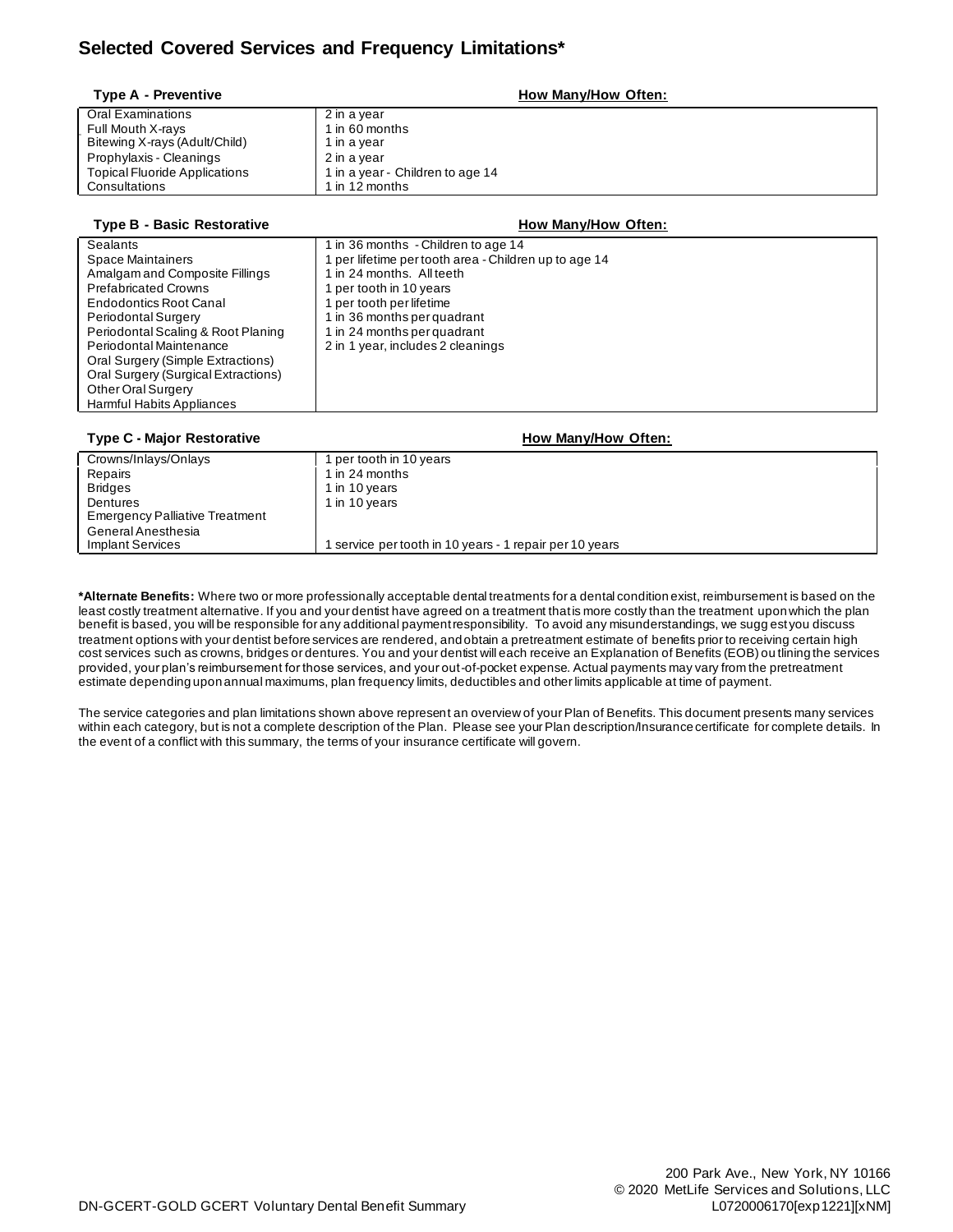## Selected Covered Services and Frequency Limitations*

| Type A - Preventive | How Many/How Often: |
| --- | --- |
| Oral Examinations | 2 in a year |
| Full Mouth X-rays | 1 in 60 months |
| Bitewing X-rays (Adult/Child) | 1 in a year |
| Prophylaxis - Cleanings | 2 in a year |
| Topical Fluoride Applications | 1 in a year - Children to age 14 |
| Consultations | 1 in 12 months |

| Type B - Basic Restorative | How Many/How Often: |
| --- | --- |
| Sealants | 1 in 36 months - Children to age 14 |
| Space Maintainers | 1 per lifetime per tooth area - Children up to age 14 |
| Amalgam and Composite Fillings | 1 in 24 months. All teeth |
| Prefabricated Crowns | 1 per tooth in 10 years |
| Endodontics Root Canal | 1 per tooth per lifetime |
| Periodontal Surgery | 1 in 36 months per quadrant |
| Periodontal Scaling & Root Planing | 1 in 24 months per quadrant |
| Periodontal Maintenance | 2 in 1 year, includes 2 cleanings |
| Oral Surgery (Simple Extractions) | |
| Oral Surgery (Surgical Extractions) | |
| Other Oral Surgery | |
| Harmful Habits Appliances | |

| Type C - Major Restorative | How Many/How Often: |
| --- | --- |
| Crowns/Inlays/Onlays | 1 per tooth in 10 years |
| Repairs | 1 in 24 months |
| Bridges | 1 in 10 years |
| Dentures | 1 in 10 years |
| Emergency Palliative Treatment | |
| General Anesthesia | |
| Implant Services | 1 service per tooth in 10 years - 1 repair per 10 years |

**\*Alternate Benefits:** Where two or more professionally acceptable dental treatments for a dental condition exist, reimbursement is based on the least costly treatment alternative. If you and your dentist have agreed on a treatment that is more costly than the treatment upon which the plan benefit is based, you will be responsible for any additional payment responsibility. To avoid any misunderstandings, we suggest you discuss treatment options with your dentist before services are rendered, and obtain a pretreatment estimate of benefits prior to receiving certain high cost services such as crowns, bridges or dentures. You and your dentist will each receive an Explanation of Benefits (EOB) outlining the services provided, your plan's reimbursement for those services, and your out-of-pocket expense. Actual payments may vary from the pretreatment estimate depending upon annual maximums, plan frequency limits, deductibles and other limits applicable at time of payment.

The service categories and plan limitations shown above represent an overview of your Plan of Benefits. This document presents many services within each category, but is not a complete description of the Plan. Please see your Plan description/Insurance certificate for complete details. In the event of a conflict with this summary, the terms of your insurance certificate will govern.

200 Park Ave., New York, NY 10166
© 2020 MetLife Services and Solutions, LLC
DN-GCERT-GOLD GCERT Voluntary Dental Benefit Summary L0720006170[exp1221][xNM]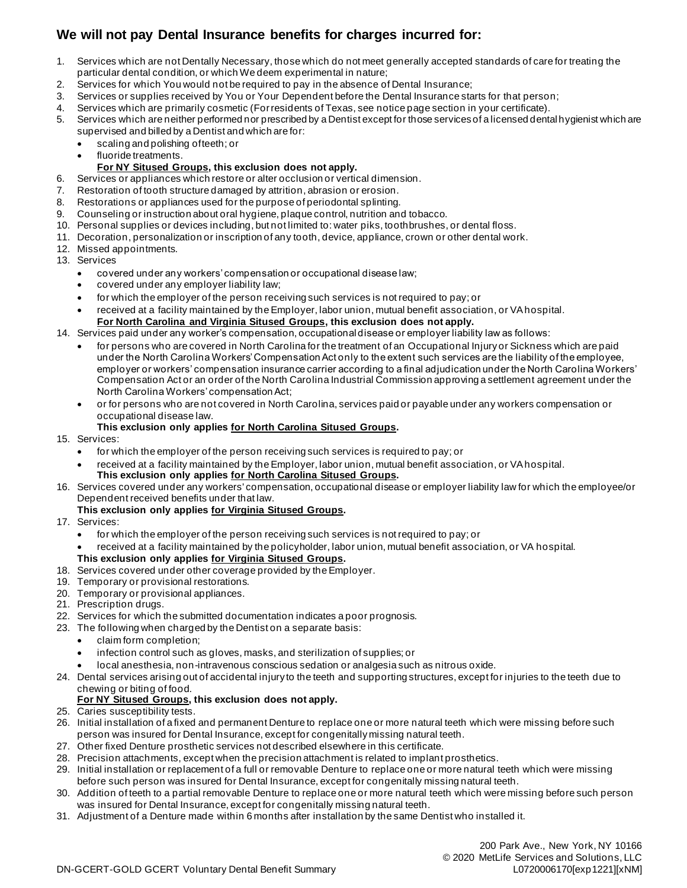## We will not pay Dental Insurance benefits for charges incurred for:

1. Services which are not Dentally Necessary, those which do not meet generally accepted standards of care for treating the particular dental condition, or which We deem experimental in nature;
2. Services for which You would not be required to pay in the absence of Dental Insurance;
3. Services or supplies received by You or Your Dependent before the Dental Insurance starts for that person;
4. Services which are primarily cosmetic (For residents of Texas, see notice page section in your certificate).
5. Services which are neither performed nor prescribed by a Dentist except for those services of a licensed dental hygienist which are supervised and billed by a Dentist and which are for:
   - scaling and polishing of teeth; or
   - fluoride treatments.

   **For NY Sitused Groups, this exclusion does not apply.**
6. Services or appliances which restore or alter occlusion or vertical dimension.
7. Restoration of tooth structure damaged by attrition, abrasion or erosion.
8. Restorations or appliances used for the purpose of periodontal splinting.
9. Counseling or instruction about oral hygiene, plaque control, nutrition and tobacco.
10. Personal supplies or devices including, but not limited to: water piks, toothbrushes, or dental floss.
11. Decoration, personalization or inscription of any tooth, device, appliance, crown or other dental work.
12. Missed appointments.
13. Services
    - covered under any workers' compensation or occupational disease law;
    - covered under any employer liability law;
    - for which the employer of the person receiving such services is not required to pay; or
    - received at a facility maintained by the Employer, labor union, mutual benefit association, or VA hospital.

    **For North Carolina and Virginia Sitused Groups, this exclusion does not apply.**
14. Services paid under any worker's compensation, occupational disease or employer liability law as follows:
    - for persons who are covered in North Carolina for the treatment of an Occupational Injury or Sickness which are paid under the North Carolina Workers' Compensation Act only to the extent such services are the liability of the employee, employer or workers' compensation insurance carrier according to a final adjudication under the North Carolina Workers' Compensation Act or an order of the North Carolina Industrial Commission approving a settlement agreement under the North Carolina Workers' compensation Act;
    - or for persons who are not covered in North Carolina, services paid or payable under any workers compensation or occupational disease law.

    **This exclusion only applies for North Carolina Sitused Groups.**
15. Services:
    - for which the employer of the person receiving such services is required to pay; or
    - received at a facility maintained by the Employer, labor union, mutual benefit association, or VA hospital.

    **This exclusion only applies for North Carolina Sitused Groups.**
16. Services covered under any workers' compensation, occupational disease or employer liability law for which the employee/or Dependent received benefits under that law.

    **This exclusion only applies for Virginia Sitused Groups.**
17. Services:
    - for which the employer of the person receiving such services is not required to pay; or
    - received at a facility maintained by the policyholder, labor union, mutual benefit association, or VA hospital.

    **This exclusion only applies for Virginia Sitused Groups.**
18. Services covered under other coverage provided by the Employer.
19. Temporary or provisional restorations.
20. Temporary or provisional appliances.
21. Prescription drugs.
22. Services for which the submitted documentation indicates a poor prognosis.
23. The following when charged by the Dentist on a separate basis:
    - claim form completion;
    - infection control such as gloves, masks, and sterilization of supplies; or
    - local anesthesia, non-intravenous conscious sedation or analgesia such as nitrous oxide.
24. Dental services arising out of accidental injury to the teeth and supporting structures, except for injuries to the teeth due to chewing or biting of food.

    **For NY Sitused Groups, this exclusion does not apply.**
25. Caries susceptibility tests.
26. Initial installation of a fixed and permanent Denture to replace one or more natural teeth which were missing before such person was insured for Dental Insurance, except for congenitally missing natural teeth.
27. Other fixed Denture prosthetic services not described elsewhere in this certificate.
28. Precision attachments, except when the precision attachment is related to implant prosthetics.
29. Initial installation or replacement of a full or removable Denture to replace one or more natural teeth which were missing before such person was insured for Dental Insurance, except for congenitally missing natural teeth.
30. Addition of teeth to a partial removable Denture to replace one or more natural teeth which were missing before such person was insured for Dental Insurance, except for congenitally missing natural teeth.
31. Adjustment of a Denture made within 6 months after installation by the same Dentist who installed it.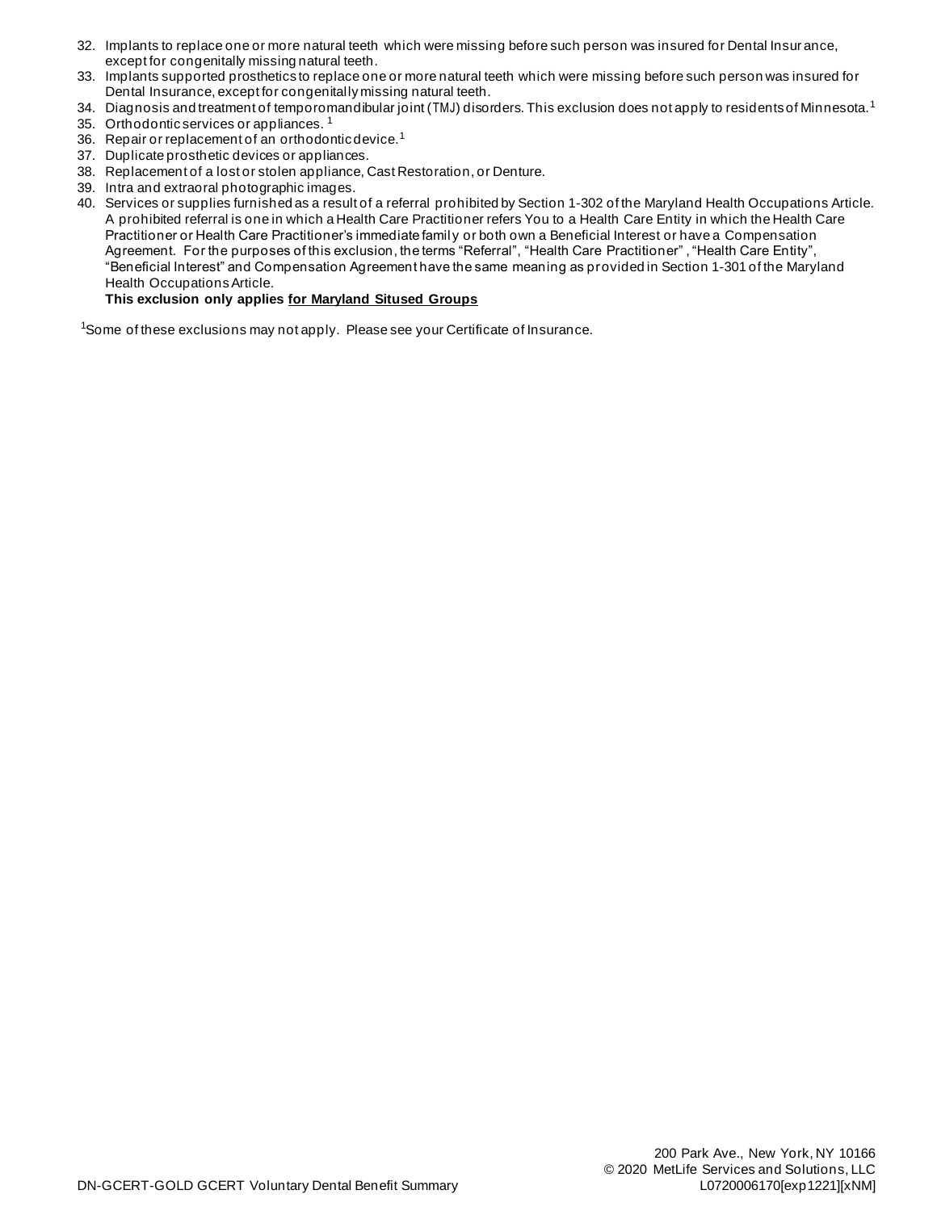32. Implants to replace one or more natural teeth which were missing before such person was insured for Dental Insurance, except for congenitally missing natural teeth.
33. Implants supported prosthetics to replace one or more natural teeth which were missing before such person was insured for Dental Insurance, except for congenitally missing natural teeth.
34. Diagnosis and treatment of temporomandibular joint (TMJ) disorders. This exclusion does not apply to residents of Minnesota.[1]
35. Orthodontic services or appliances.[1]
36. Repair or replacement of an orthodontic device.[1]
37. Duplicate prosthetic devices or appliances.
38. Replacement of a lost or stolen appliance, Cast Restoration, or Denture.
39. Intra and extraoral photographic images.
40. Services or supplies furnished as a result of a referral prohibited by Section 1-302 of the Maryland Health Occupations Article. A prohibited referral is one in which a Health Care Practitioner refers You to a Health Care Entity in which the Health Care Practitioner or Health Care Practitioner's immediate family or both own a Beneficial Interest or have a Compensation Agreement. For the purposes of this exclusion, the terms "Referral", "Health Care Practitioner", "Health Care Entity", "Beneficial Interest" and Compensation Agreement have the same meaning as provided in Section 1-301 of the Maryland Health Occupations Article.
    **This exclusion only applies <u>for Maryland Sitused Groups</u>**

[1]Some of these exclusions may not apply. Please see your Certificate of Insurance.

200 Park Ave., New York, NY 10166
© 2020 MetLife Services and Solutions, LLC
DN-GCERT-GOLD GCERT Voluntary Dental Benefit Summary L0720006170[exp1221][xNM]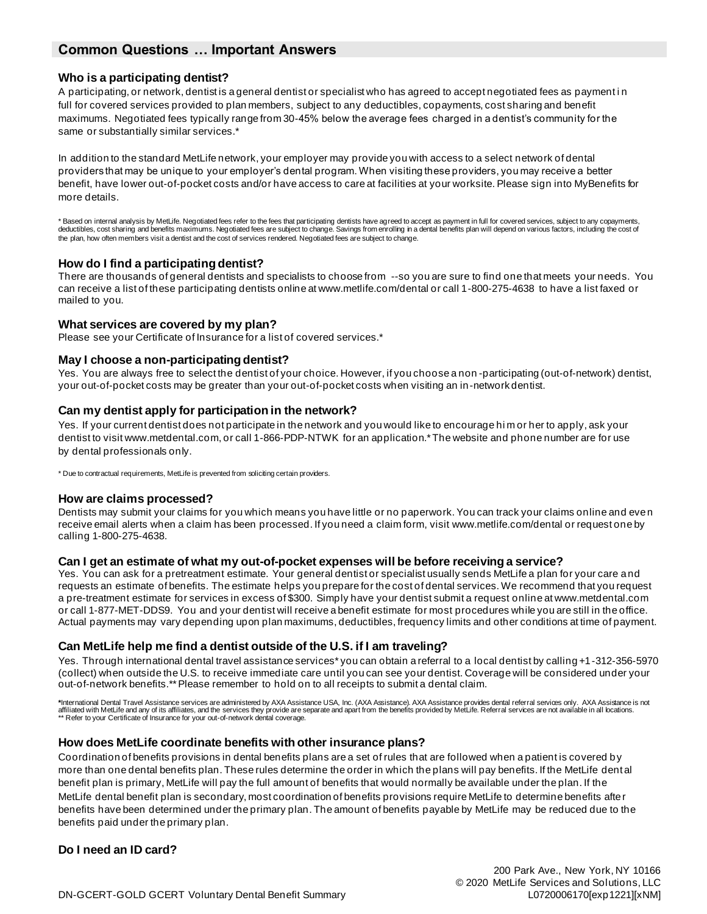## Common Questions … Important Answers

### Who is a participating dentist?

A participating, or network, dentist is a general dentist or specialist who has agreed to accept negotiated fees as payment in full for covered services provided to plan members, subject to any deductibles, copayments, cost sharing and benefit maximums. Negotiated fees typically range from 30-45% below the average fees charged in a dentist's community for the same or substantially similar services.*

In addition to the standard MetLife network, your employer may provide you with access to a select network of dental providers that may be unique to your employer's dental program. When visiting these providers, you may receive a better benefit, have lower out-of-pocket costs and/or have access to care at facilities at your worksite. Please sign into MyBenefits for more details.

* Based on internal analysis by MetLife. Negotiated fees refer to the fees that participating dentists have agreed to accept as payment in full for covered services, subject to any copayments, deductibles, cost sharing and benefits maximums. Negotiated fees are subject to change. Savings from enrolling in a dental benefits plan will depend on various factors, including the cost of the plan, how often members visit a dentist and the cost of services rendered. Negotiated fees are subject to change.

### How do I find a participating dentist?

There are thousands of general dentists and specialists to choose from --so you are sure to find one that meets your needs. You can receive a list of these participating dentists online at www.metlife.com/dental or call 1-800-275-4638 to have a list faxed or mailed to you.

### What services are covered by my plan?

Please see your Certificate of Insurance for a list of covered services.*

### May I choose a non-participating dentist?

Yes. You are always free to select the dentist of your choice. However, if you choose a non-participating (out-of-network) dentist, your out-of-pocket costs may be greater than your out-of-pocket costs when visiting an in-network dentist.

### Can my dentist apply for participation in the network?

Yes. If your current dentist does not participate in the network and you would like to encourage him or her to apply, ask your dentist to visit www.metdental.com, or call 1-866-PDP-NTWK for an application.* The website and phone number are for use by dental professionals only.

* Due to contractual requirements, MetLife is prevented from soliciting certain providers.

### How are claims processed?

Dentists may submit your claims for you which means you have little or no paperwork. You can track your claims online and even receive email alerts when a claim has been processed. If you need a claim form, visit www.metlife.com/dental or request one by calling 1-800-275-4638.

### Can I get an estimate of what my out-of-pocket expenses will be before receiving a service?

Yes. You can ask for a pretreatment estimate. Your general dentist or specialist usually sends MetLife a plan for your care and requests an estimate of benefits. The estimate helps you prepare for the cost of dental services. We recommend that you request a pre-treatment estimate for services in excess of $300. Simply have your dentist submit a request online at www.metdental.com or call 1-877-MET-DDS9. You and your dentist will receive a benefit estimate for most procedures while you are still in the office. Actual payments may vary depending upon plan maximums, deductibles, frequency limits and other conditions at time of payment.

### Can MetLife help me find a dentist outside of the U.S. if I am traveling?

Yes. Through international dental travel assistance services* you can obtain a referral to a local dentist by calling +1-312-356-5970 (collect) when outside the U.S. to receive immediate care until you can see your dentist. Coverage will be considered under your out-of-network benefits.** Please remember to hold on to all receipts to submit a dental claim.

*International Dental Travel Assistance services are administered by AXA Assistance USA, Inc. (AXA Assistance). AXA Assistance provides dental referral services only. AXA Assistance is not affiliated with MetLife and any of its affiliates, and the services they provide are separate and apart from the benefits provided by MetLife. Referral services are not available in all locations.
** Refer to your Certificate of Insurance for your out-of-network dental coverage.

### How does MetLife coordinate benefits with other insurance plans?

Coordination of benefits provisions in dental benefits plans are a set of rules that are followed when a patient is covered by more than one dental benefits plan. These rules determine the order in which the plans will pay benefits. If the MetLife dental benefit plan is primary, MetLife will pay the full amount of benefits that would normally be available under the plan. If the MetLife dental benefit plan is secondary, most coordination of benefits provisions require MetLife to determine benefits after benefits have been determined under the primary plan. The amount of benefits payable by MetLife may be reduced due to the benefits paid under the primary plan.

### Do I need an ID card?

200 Park Ave., New York, NY 10166
© 2020 MetLife Services and Solutions, LLC

DN-GCERT-GOLD GCERT Voluntary Dental Benefit Summary L0720006170[exp1221][xNM]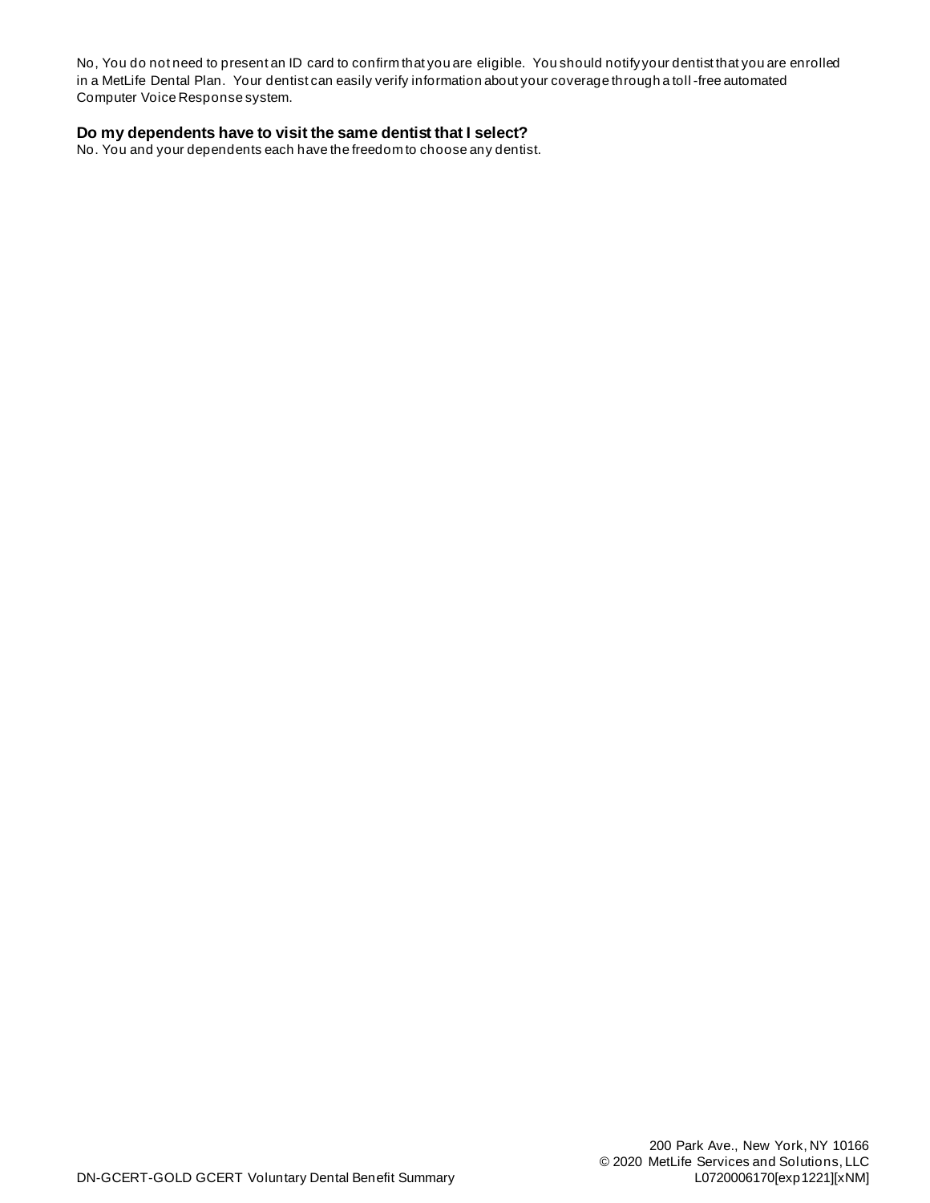No, You do not need to present an ID card to confirm that you are eligible. You should notify your dentist that you are enrolled in a MetLife Dental Plan. Your dentist can easily verify information about your coverage through a toll-free automated Computer Voice Response system.

### Do my dependents have to visit the same dentist that I select?

No. You and your dependents each have the freedom to choose any dentist.

200 Park Ave., New York, NY 10166
© 2020 MetLife Services and Solutions, LLC
L0720006170[exp1221][xNM]

DN-GCERT-GOLD GCERT Voluntary Dental Benefit Summary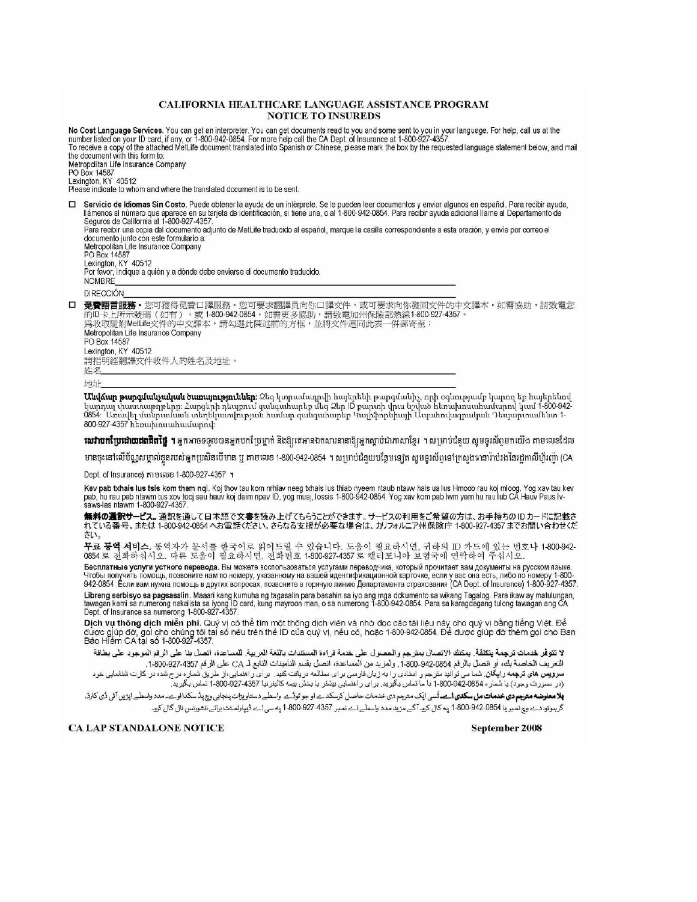# CALIFORNIA HEALTHCARE LANGUAGE ASSISTANCE PROGRAM
## NOTICE TO INSUREDS

**No Cost Language Services.** You can get an interpreter. You can get documents read to you and some sent to you in your language. For help, call us at the number listed on your ID card, if any, or 1-800-942-0854. For more help call the CA Dept. of Insurance at 1-800-927-4357.
To receive a copy of the attached MetLife document translated into Spanish or Chinese, please mark the box by the requested language statement below, and mail the document with this form to:
Metropolitan Life Insurance Company
PO Box 14587
Lexington, KY 40512
Please indicate to whom and where the translated document is to be sent.

☐ **Servicio de Idiomas Sin Costo.** Puede obtener la ayuda de un intérprete. Se le pueden leer documentos y enviar algunos en español. Para recibir ayuda, llámenos al número que aparece en su tarjeta de identificación, si tiene una, o al 1-800-942-0854. Para recibir ayuda adicional llame al Departamento de Seguros de California al 1-800-927-4357.
Para recibir una copia del documento adjunto de MetLife traducido al español, marque la casilla correspondiente a esta oración, y envíe por correo el documento junto con este formulario a:
Metropolitan Life Insurance Company
PO Box 14587
Lexington, KY 40512
Por favor, indique a quién y a dónde debe enviarse el documento traducido.
NOMBRE_______________________________________________
DIRECCIÓN_____________________________________________

☐ **免費語言服務。**您可獲得免費口譯服務。您可要求翻譯員向你口譯文件，或可要求向你發回文件的中文譯本。如需協助，請致電您的ID卡上所示號碼（如有），或 1-800-942-0854。如需更多協助，請致電加州保險部熱線1-800-927-4357。
為收取隨附MetLife文件的中文譯本，請勾選此陳述前的方框，並將文件連同此表一併郵寄至：
Metropolitan Life Insurance Company
PO Box 14587
Lexington, KY 40512
請指明經翻譯文件收件人的姓名及地址。
姓名_______________________________________________
地址_______________________________________________

**Անվճար թարգմանչական ծառայություններ:** Ձեզ կտրամադրվի հայերենի թարգմանիչ, որի օգնությամբ կարող եք հայերենով կարդալ փաստաթղթերը: Հարցերի դեպքում զանգահարեք մեզ Ձեր ID քարտի վրա նշված հեռախոսահամարով կամ 1-800-942-0854: Առավել մանրամասն տեղեկատվության համար զանգահարեք Կալիֆորնիայի Ապահովագրական Դեպարտամենտ 1-800-927-4357 հեռախոսահամարով:

**សេវាបកប្រែដោយឥតគិតថ្លៃ ។** អ្នកអាចទទួលបានអ្នកបកប្រែម្នាក់ និងឱ្យគេអានឯកសារនានាឱ្យអ្នកស្តាប់ជាភាសាខ្មែរ ។ សម្រាប់ជំនួយ សូមទូរស័ព្ទមកយើង តាមលេខដែលមានចុះនៅលើប័ណ្ណសម្គាល់ខ្លួនរបស់អ្នកប្រសិនបើមាន ឬ តាមលេខ 1-800-942-0854 ។ សម្រាប់ជំនួយបន្ថែមទៀត សូមទូរស័ព្ទទៅក្រសួងធានារ៉ាប់រងនៃរដ្ឋកាលីហ្វ័រញ៉ា (CA Dept. of Insurance) តាមលេខ 1-800-927-4357 ។

**Kev pab txhais lus tsis kom them nqi.** Koj thov tau kom nrhiav neeg txhais lus thiab nyeem ntaub ntawv hais ua lus Hmoob rau koj mloog. Yog xav tau kev pab, hu rau peb ntawm tus xov tooj sau hauv koj daim npav ID, yog muaj, lossis 1-800-942-0854. Yog xav kom pab lwm yam hu rau lub CA Hauv Paus Iv-saws-las ntawm 1-800-927-4357.

**無料の通訳サービス。**通訳を通して日本語で文書を読み上げてもらうことができます。サービスの利用をご希望の方は、お手持ちのIDカードに記載されている番号、または 1-800-942-0854 へお電話ください。さらなる支援が必要な場合は、カリフォルニア州保険庁 1-800-927-4357 までお問い合わせください。

**무료 통역 서비스.** 통역자가 문서를 한국어로 읽어드릴 수 있습니다. 도움이 필요하시면, 귀하의 ID 카드에 있는 번호나 1-800-942-0854 로 전화하십시오. 다른 도움이 필요하시면, 전화번호 1-800-927-4357로 캘리포니아 보험국에 연락하여 주십시오.

**Бесплатные услуги устного перевода.** Вы можете воспользоваться услугами переводчика, который прочитает вам документы на русском языке. Чтобы получить помощь, позвоните нам по номеру, указанному на вашей идентификационной карточке, если у вас она есть, либо по номеру 1-800-942-0854. Если вам нужна помощь в других вопросах, позвоните в горячую линию Департамента страхования (CA Dept. of Insurance) 1-800-927-4357.

**Libreng serbisyo sa pagsasalin.** Maaari kang kumuha ng tagasalin para basahin sa iyo ang mga dokumento sa wikang Tagalog. Para ikaw ay matulungan, tawagan kami sa numerong nakalista sa iyong ID card, kung mayroon man, o sa numerong 1-800-942-0854. Para sa karagdagang tulong tawagan ang CA Dept. of Insurance sa numerong 1-800-927-4357.

**Dịch vụ thông dịch miễn phí.** Quý vị có thể tìm một thông dịch viên và nhờ đọc các tài liệu này cho quý vị bằng tiếng Việt. Để được giúp đỡ, gọi cho chúng tôi tại số nêu trên thẻ ID của quý vị, nếu có, hoặc 1-800-942-0854. Để được giúp đỡ thêm gọi cho Ban Bảo Hiểm CA tại số 1-800-927-4357.

**لا تتوفر خدمات ترجمة بتكلفة.** يمكنك الاتصال بمترجم والحصول على خدمة قراءة المستندات باللغة العربية. للمساعدة، اتصل بنا على الرقم الموجود على بطاقة التعريف الخاصة بك، أو اتصل بالرقم 1-800-942-0854. ولمزيد من المساعدة، اتصل بقسم التأمينات التابع لـ CA على الرقم 1-800-927-4357.

**سرویس های ترجمه رایگان.** شما می توانید مترجم و اسنادی را به زبان فارسی برای مطالعه دریافت کنید. برای راهنمایی از طریق شماره درج شده در کارت شناسایی خود (در صورت وجود) یا شماره 1-800-942-0854 با ما تماس بگیرید. برای راهنمایی بیشتر با بخش بیمه کالیفرنیا 1-800-927-4357 تماس بگیرید.

**بلا معاوضہ مترجم دی خدمات مل سکدی اے۔** تسی ایک مترجم دی خدمات حاصل کرسکدے او جو تُہاڈے واسطے دستاویزات پنجابی وچ پڑھ سکدا اے۔ مدد واسطے اپنے آئی ڈی کارڈ، گر ہووے، تے درج نمبر یا 1-800-942-0854 تے کال کرو۔ ہور مدد واسطے سی اے ڈیپارٹمنٹ برائے انشورنس نال 1-800-927-4357 تے کال کرو۔

**CA LAP STANDALONE NOTICE** **September 2008**